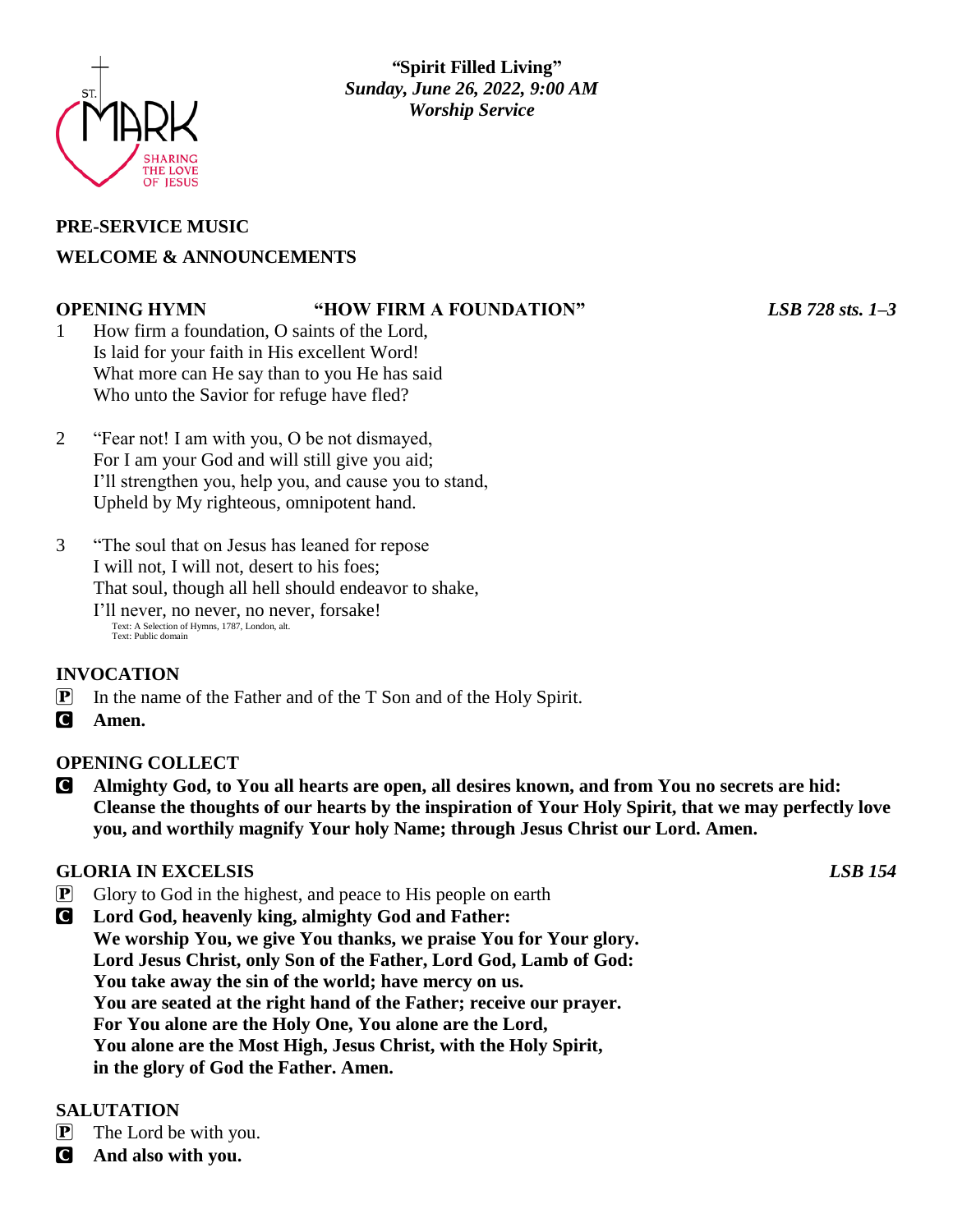**"Spirit Filled Living"**
***Sunday, June 26, 2022, 9:00 AM***
***Worship Service***

**PRE-SERVICE MUSIC**

**WELCOME & ANNOUNCEMENTS**

**OPENING HYMN "HOW FIRM A FOUNDATION"** ***LSB 728 sts. 1–3***

1 How firm a foundation, O saints of the Lord,
Is laid for your faith in His excellent Word!
What more can He say than to you He has said
Who unto the Savior for refuge have fled?

2 "Fear not! I am with you, O be not dismayed,
For I am your God and will still give you aid;
I'll strengthen you, help you, and cause you to stand,
Upheld by My righteous, omnipotent hand.

3 "The soul that on Jesus has leaned for repose
I will not, I will not, desert to his foes;
That soul, though all hell should endeavor to shake,
I'll never, no never, no never, forsake!

Text: A Selection of Hymns, 1787, London, alt.
Text: Public domain

**INVOCATION**

P In the name of the Father and of the T Son and of the Holy Spirit.

C **Amen.**

**OPENING COLLECT**

C **Almighty God, to You all hearts are open, all desires known, and from You no secrets are hid: Cleanse the thoughts of our hearts by the inspiration of Your Holy Spirit, that we may perfectly love you, and worthily magnify Your holy Name; through Jesus Christ our Lord. Amen.**

**GLORIA IN EXCELSIS** ***LSB 154***

P Glory to God in the highest, and peace to His people on earth

C **Lord God, heavenly king, almighty God and Father:**
**We worship You, we give You thanks, we praise You for Your glory.**
**Lord Jesus Christ, only Son of the Father, Lord God, Lamb of God:**
**You take away the sin of the world; have mercy on us.**
**You are seated at the right hand of the Father; receive our prayer.**
**For You alone are the Holy One, You alone are the Lord,**
**You alone are the Most High, Jesus Christ, with the Holy Spirit,**
**in the glory of God the Father. Amen.**

**SALUTATION**

P The Lord be with you.

C **And also with you.**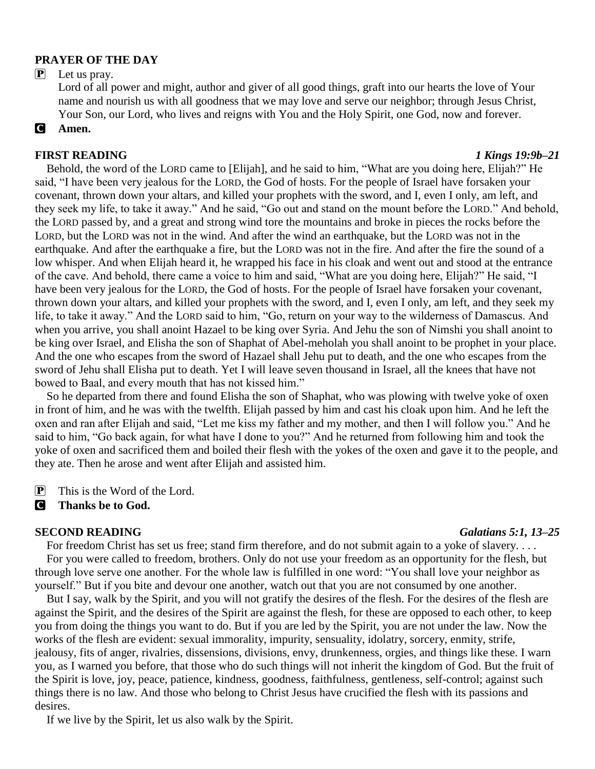**PRAYER OF THE DAY**

P Let us pray.
Lord of all power and might, author and giver of all good things, graft into our hearts the love of Your name and nourish us with all goodness that we may love and serve our neighbor; through Jesus Christ, Your Son, our Lord, who lives and reigns with You and the Holy Spirit, one God, now and forever.

C **Amen.**

**FIRST READING** *1 Kings 19:9b–21*

Behold, the word of the LORD came to [Elijah], and he said to him, "What are you doing here, Elijah?" He said, "I have been very jealous for the LORD, the God of hosts. For the people of Israel have forsaken your covenant, thrown down your altars, and killed your prophets with the sword, and I, even I only, am left, and they seek my life, to take it away." And he said, "Go out and stand on the mount before the LORD." And behold, the LORD passed by, and a great and strong wind tore the mountains and broke in pieces the rocks before the LORD, but the LORD was not in the wind. And after the wind an earthquake, but the LORD was not in the earthquake. And after the earthquake a fire, but the LORD was not in the fire. And after the fire the sound of a low whisper. And when Elijah heard it, he wrapped his face in his cloak and went out and stood at the entrance of the cave. And behold, there came a voice to him and said, "What are you doing here, Elijah?" He said, "I have been very jealous for the LORD, the God of hosts. For the people of Israel have forsaken your covenant, thrown down your altars, and killed your prophets with the sword, and I, even I only, am left, and they seek my life, to take it away." And the LORD said to him, "Go, return on your way to the wilderness of Damascus. And when you arrive, you shall anoint Hazael to be king over Syria. And Jehu the son of Nimshi you shall anoint to be king over Israel, and Elisha the son of Shaphat of Abel-meholah you shall anoint to be prophet in your place. And the one who escapes from the sword of Hazael shall Jehu put to death, and the one who escapes from the sword of Jehu shall Elisha put to death. Yet I will leave seven thousand in Israel, all the knees that have not bowed to Baal, and every mouth that has not kissed him."

So he departed from there and found Elisha the son of Shaphat, who was plowing with twelve yoke of oxen in front of him, and he was with the twelfth. Elijah passed by him and cast his cloak upon him. And he left the oxen and ran after Elijah and said, "Let me kiss my father and my mother, and then I will follow you." And he said to him, "Go back again, for what have I done to you?" And he returned from following him and took the yoke of oxen and sacrificed them and boiled their flesh with the yokes of the oxen and gave it to the people, and they ate. Then he arose and went after Elijah and assisted him.

P This is the Word of the Lord.

C **Thanks be to God.**

**SECOND READING** *Galatians 5:1, 13–25*

For freedom Christ has set us free; stand firm therefore, and do not submit again to a yoke of slavery. . . .

For you were called to freedom, brothers. Only do not use your freedom as an opportunity for the flesh, but through love serve one another. For the whole law is fulfilled in one word: "You shall love your neighbor as yourself." But if you bite and devour one another, watch out that you are not consumed by one another.

But I say, walk by the Spirit, and you will not gratify the desires of the flesh. For the desires of the flesh are against the Spirit, and the desires of the Spirit are against the flesh, for these are opposed to each other, to keep you from doing the things you want to do. But if you are led by the Spirit, you are not under the law. Now the works of the flesh are evident: sexual immorality, impurity, sensuality, idolatry, sorcery, enmity, strife, jealousy, fits of anger, rivalries, dissensions, divisions, envy, drunkenness, orgies, and things like these. I warn you, as I warned you before, that those who do such things will not inherit the kingdom of God. But the fruit of the Spirit is love, joy, peace, patience, kindness, goodness, faithfulness, gentleness, self-control; against such things there is no law. And those who belong to Christ Jesus have crucified the flesh with its passions and desires.

If we live by the Spirit, let us also walk by the Spirit.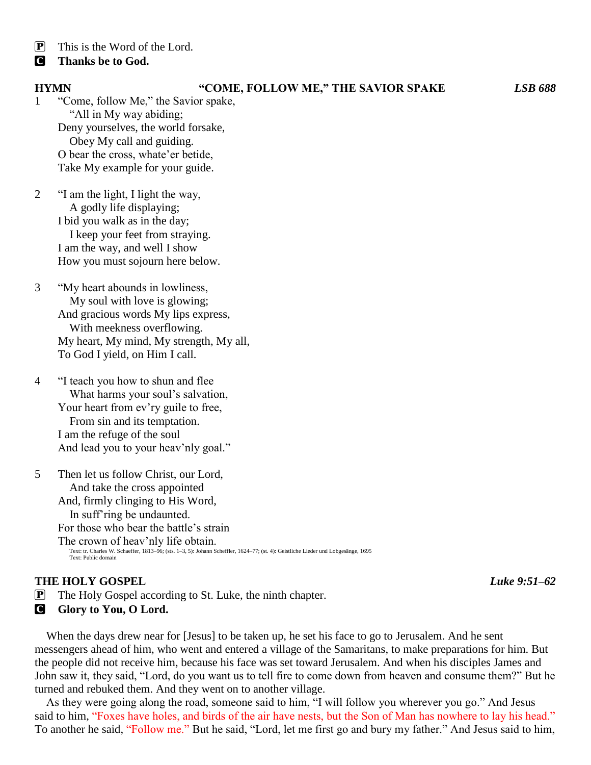**P** This is the Word of the Lord.

**C** **Thanks be to God.**

**HYMN** **"COME, FOLLOW ME," THE SAVIOR SPAKE** ***LSB 688***

1 "Come, follow Me," the Savior spake,
  "All in My way abiding;
Deny yourselves, the world forsake,
  Obey My call and guiding.
O bear the cross, whate'er betide,
Take My example for your guide.

2 "I am the light, I light the way,
  A godly life displaying;
I bid you walk as in the day;
  I keep your feet from straying.
I am the way, and well I show
How you must sojourn here below.

3 "My heart abounds in lowliness,
  My soul with love is glowing;
And gracious words My lips express,
  With meekness overflowing.
My heart, My mind, My strength, My all,
To God I yield, on Him I call.

4 "I teach you how to shun and flee
  What harms your soul's salvation,
Your heart from ev'ry guile to free,
  From sin and its temptation.
I am the refuge of the soul
And lead you to your heav'nly goal."

5 Then let us follow Christ, our Lord,
  And take the cross appointed
And, firmly clinging to His Word,
  In suff'ring be undaunted.
For those who bear the battle's strain
The crown of heav'nly life obtain.

Text: tr. Charles W. Schaeffer, 1813–96; (sts. 1–3, 5): Johann Scheffler, 1624–77; (st. 4): Geistliche Lieder und Lobgesänge, 1695
Text: Public domain

**THE HOLY GOSPEL** ***Luke 9:51–62***

**P** The Holy Gospel according to St. Luke, the ninth chapter.

**C** **Glory to You, O Lord.**

When the days drew near for [Jesus] to be taken up, he set his face to go to Jerusalem. And he sent messengers ahead of him, who went and entered a village of the Samaritans, to make preparations for him. But the people did not receive him, because his face was set toward Jerusalem. And when his disciples James and John saw it, they said, "Lord, do you want us to tell fire to come down from heaven and consume them?" But he turned and rebuked them. And they went on to another village.

As they were going along the road, someone said to him, "I will follow you wherever you go." And Jesus said to him, "Foxes have holes, and birds of the air have nests, but the Son of Man has nowhere to lay his head." To another he said, "Follow me." But he said, "Lord, let me first go and bury my father." And Jesus said to him,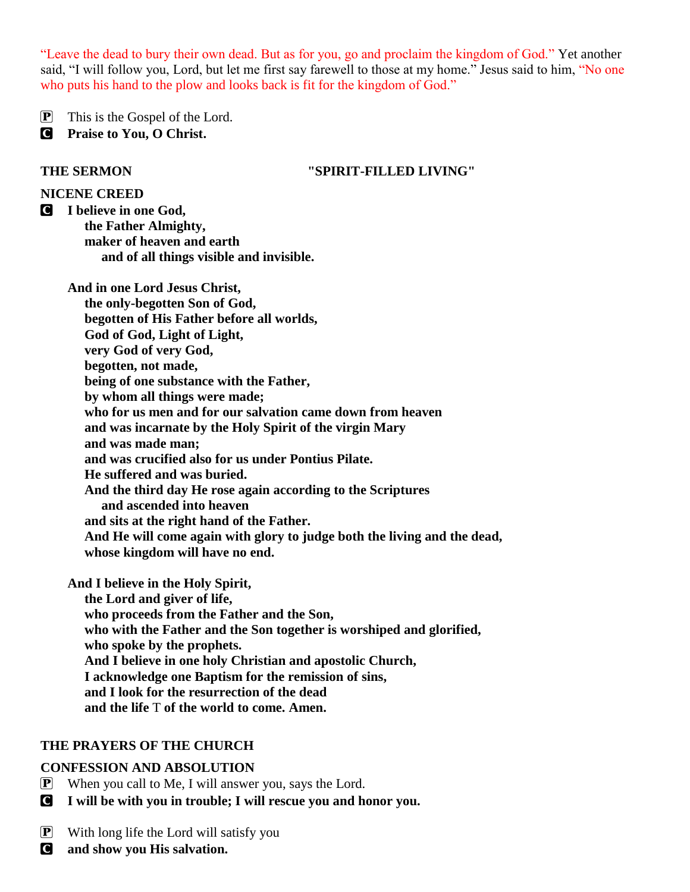"Leave the dead to bury their own dead. But as for you, go and proclaim the kingdom of God." Yet another said, "I will follow you, Lord, but let me first say farewell to those at my home." Jesus said to him, "No one who puts his hand to the plow and looks back is fit for the kingdom of God."

P This is the Gospel of the Lord.
C **Praise to You, O Christ.**

**THE SERMON** **"SPIRIT-FILLED LIVING"**

**NICENE CREED**

C **I believe in one God,**
**the Father Almighty,**
**maker of heaven and earth**
**and of all things visible and invisible.**

**And in one Lord Jesus Christ,**
**the only-begotten Son of God,**
**begotten of His Father before all worlds,**
**God of God, Light of Light,**
**very God of very God,**
**begotten, not made,**
**being of one substance with the Father,**
**by whom all things were made;**
**who for us men and for our salvation came down from heaven**
**and was incarnate by the Holy Spirit of the virgin Mary**
**and was made man;**
**and was crucified also for us under Pontius Pilate.**
**He suffered and was buried.**
**And the third day He rose again according to the Scriptures**
**and ascended into heaven**
**and sits at the right hand of the Father.**
**And He will come again with glory to judge both the living and the dead,**
**whose kingdom will have no end.**

**And I believe in the Holy Spirit,**
**the Lord and giver of life,**
**who proceeds from the Father and the Son,**
**who with the Father and the Son together is worshiped and glorified,**
**who spoke by the prophets.**
**And I believe in one holy Christian and apostolic Church,**
**I acknowledge one Baptism for the remission of sins,**
**and I look for the resurrection of the dead**
**and the life** T **of the world to come. Amen.**

**THE PRAYERS OF THE CHURCH**

**CONFESSION AND ABSOLUTION**

P When you call to Me, I will answer you, says the Lord.
C **I will be with you in trouble; I will rescue you and honor you.**

P With long life the Lord will satisfy you
C **and show you His salvation.**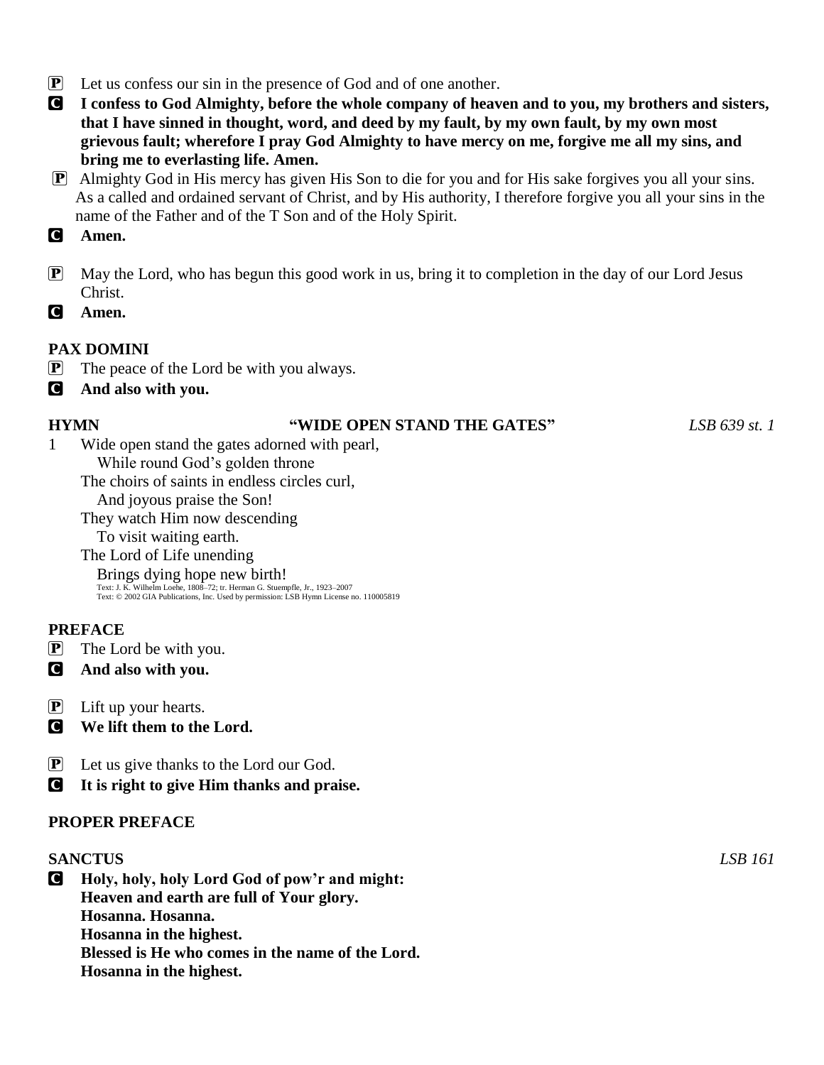P Let us confess our sin in the presence of God and of one another.

C **I confess to God Almighty, before the whole company of heaven and to you, my brothers and sisters, that I have sinned in thought, word, and deed by my fault, by my own fault, by my own most grievous fault; wherefore I pray God Almighty to have mercy on me, forgive me all my sins, and bring me to everlasting life. Amen.**

P Almighty God in His mercy has given His Son to die for you and for His sake forgives you all your sins. As a called and ordained servant of Christ, and by His authority, I therefore forgive you all your sins in the name of the Father and of the T Son and of the Holy Spirit.

C **Amen.**

P May the Lord, who has begun this good work in us, bring it to completion in the day of our Lord Jesus Christ.

C **Amen.**

**PAX DOMINI**

P The peace of the Lord be with you always.

C **And also with you.**

**HYMN** **"WIDE OPEN STAND THE GATES"** *LSB 639 st. 1*

1 Wide open stand the gates adorned with pearl,
While round God's golden throne
The choirs of saints in endless circles curl,
And joyous praise the Son!
They watch Him now descending
To visit waiting earth.
The Lord of Life unending
Brings dying hope new birth!

Text: J. K. Wilhelm Loehe, 1808–72; tr. Herman G. Stuempfle, Jr., 1923–2007
Text: © 2002 GIA Publications, Inc. Used by permission: LSB Hymn License no. 110005819

**PREFACE**

P The Lord be with you.

C **And also with you.**

P Lift up your hearts.

C **We lift them to the Lord.**

P Let us give thanks to the Lord our God.

C **It is right to give Him thanks and praise.**

**PROPER PREFACE**

**SANCTUS** *LSB 161*

C **Holy, holy, holy Lord God of pow'r and might:**
**Heaven and earth are full of Your glory.**
**Hosanna. Hosanna.**
**Hosanna in the highest.**
**Blessed is He who comes in the name of the Lord.**
**Hosanna in the highest.**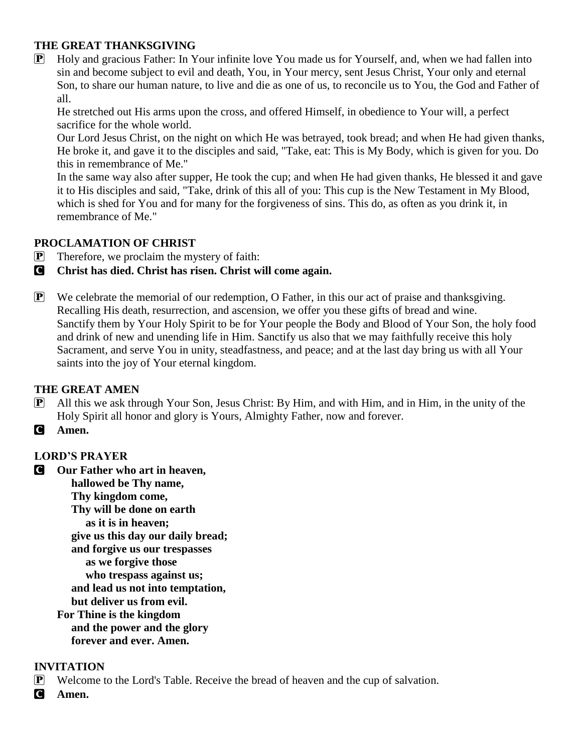### THE GREAT THANKSGIVING

**P** Holy and gracious Father: In Your infinite love You made us for Yourself, and, when we had fallen into sin and become subject to evil and death, You, in Your mercy, sent Jesus Christ, Your only and eternal Son, to share our human nature, to live and die as one of us, to reconcile us to You, the God and Father of all.

He stretched out His arms upon the cross, and offered Himself, in obedience to Your will, a perfect sacrifice for the whole world.

Our Lord Jesus Christ, on the night on which He was betrayed, took bread; and when He had given thanks, He broke it, and gave it to the disciples and said, "Take, eat: This is My Body, which is given for you. Do this in remembrance of Me."

In the same way also after supper, He took the cup; and when He had given thanks, He blessed it and gave it to His disciples and said, "Take, drink of this all of you: This cup is the New Testament in My Blood, which is shed for You and for many for the forgiveness of sins. This do, as often as you drink it, in remembrance of Me."

### PROCLAMATION OF CHRIST

**P** Therefore, we proclaim the mystery of faith:

**C** **Christ has died. Christ has risen. Christ will come again.**

**P** We celebrate the memorial of our redemption, O Father, in this our act of praise and thanksgiving. Recalling His death, resurrection, and ascension, we offer you these gifts of bread and wine. Sanctify them by Your Holy Spirit to be for Your people the Body and Blood of Your Son, the holy food and drink of new and unending life in Him. Sanctify us also that we may faithfully receive this holy Sacrament, and serve You in unity, steadfastness, and peace; and at the last day bring us with all Your saints into the joy of Your eternal kingdom.

### THE GREAT AMEN

**P** All this we ask through Your Son, Jesus Christ: By Him, and with Him, and in Him, in the unity of the Holy Spirit all honor and glory is Yours, Almighty Father, now and forever.

**C** **Amen.**

### LORD'S PRAYER

**C** **Our Father who art in heaven,**
**hallowed be Thy name,**
**Thy kingdom come,**
**Thy will be done on earth**
**as it is in heaven;**
**give us this day our daily bread;**
**and forgive us our trespasses**
**as we forgive those**
**who trespass against us;**
**and lead us not into temptation,**
**but deliver us from evil.**
**For Thine is the kingdom**
**and the power and the glory**
**forever and ever. Amen.**

### INVITATION

**P** Welcome to the Lord's Table. Receive the bread of heaven and the cup of salvation.

**C** **Amen.**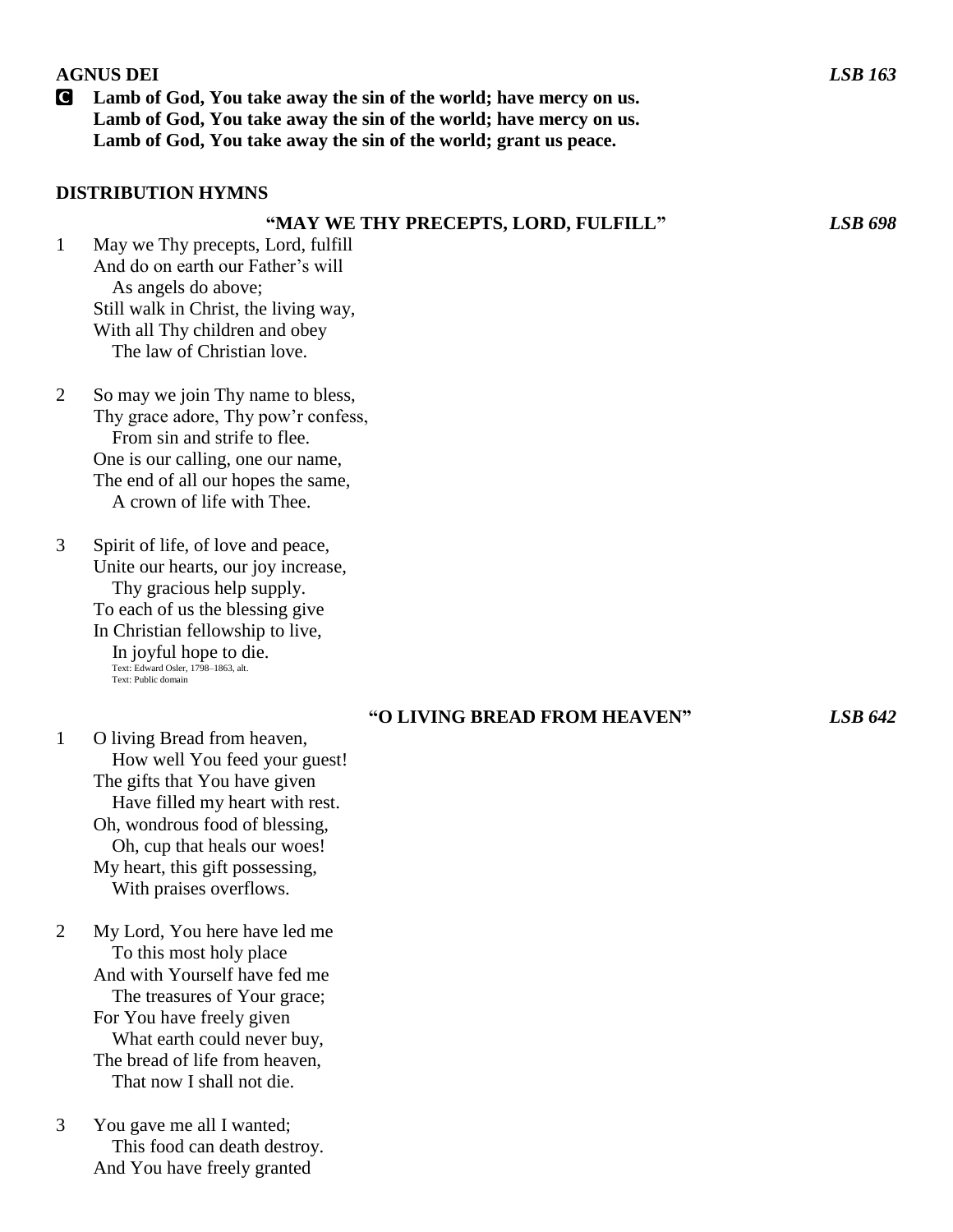**AGNUS DEI** *LSB 163*

**C** **Lamb of God, You take away the sin of the world; have mercy on us.**
**Lamb of God, You take away the sin of the world; have mercy on us.**
**Lamb of God, You take away the sin of the world; grant us peace.**

**DISTRIBUTION HYMNS**

**"MAY WE THY PRECEPTS, LORD, FULFILL"** *LSB 698*

1 May we Thy precepts, Lord, fulfill
And do on earth our Father's will
As angels do above;
Still walk in Christ, the living way,
With all Thy children and obey
The law of Christian love.

2 So may we join Thy name to bless,
Thy grace adore, Thy pow'r confess,
From sin and strife to flee.
One is our calling, one our name,
The end of all our hopes the same,
A crown of life with Thee.

3 Spirit of life, of love and peace,
Unite our hearts, our joy increase,
Thy gracious help supply.
To each of us the blessing give
In Christian fellowship to live,
In joyful hope to die.

Text: Edward Osler, 1798–1863, alt.
Text: Public domain

**"O LIVING BREAD FROM HEAVEN"** *LSB 642*

1 O living Bread from heaven,
How well You feed your guest!
The gifts that You have given
Have filled my heart with rest.
Oh, wondrous food of blessing,
Oh, cup that heals our woes!
My heart, this gift possessing,
With praises overflows.

2 My Lord, You here have led me
To this most holy place
And with Yourself have fed me
The treasures of Your grace;
For You have freely given
What earth could never buy,
The bread of life from heaven,
That now I shall not die.

3 You gave me all I wanted;
This food can death destroy.
And You have freely granted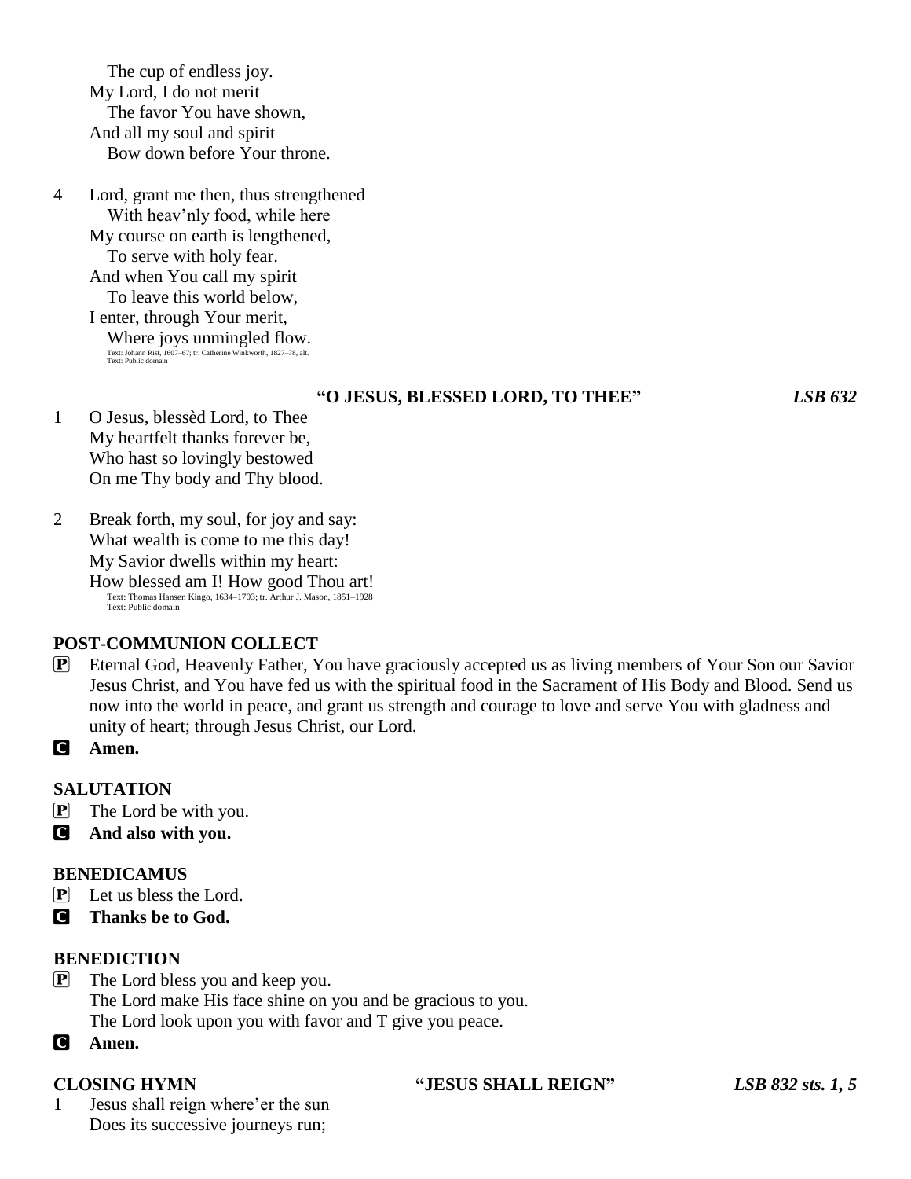The cup of endless joy.
My Lord, I do not merit
The favor You have shown,
And all my soul and spirit
Bow down before Your throne.

4 Lord, grant me then, thus strengthened
With heav'nly food, while here
My course on earth is lengthened,
To serve with holy fear.
And when You call my spirit
To leave this world below,
I enter, through Your merit,
Where joys unmingled flow.

Text: Johann Rist, 1607–67; tr. Catherine Winkworth, 1827–78, alt.
Text: Public domain

**"O JESUS, BLESSED LORD, TO THEE"** *LSB 632*

1 O Jesus, blessèd Lord, to Thee
My heartfelt thanks forever be,
Who hast so lovingly bestowed
On me Thy body and Thy blood.

2 Break forth, my soul, for joy and say:
What wealth is come to me this day!
My Savior dwells within my heart:
How blessed am I! How good Thou art!

Text: Thomas Hansen Kingo, 1634–1703; tr. Arthur J. Mason, 1851–1928
Text: Public domain

**POST-COMMUNION COLLECT**

P Eternal God, Heavenly Father, You have graciously accepted us as living members of Your Son our Savior Jesus Christ, and You have fed us with the spiritual food in the Sacrament of His Body and Blood. Send us now into the world in peace, and grant us strength and courage to love and serve You with gladness and unity of heart; through Jesus Christ, our Lord.

C **Amen.**

**SALUTATION**

P The Lord be with you.

C **And also with you.**

**BENEDICAMUS**

P Let us bless the Lord.

C **Thanks be to God.**

**BENEDICTION**

P The Lord bless you and keep you.
The Lord make His face shine on you and be gracious to you.
The Lord look upon you with favor and T give you peace.

C **Amen.**

**CLOSING HYMN** **"JESUS SHALL REIGN"** *LSB 832 sts. 1, 5*

1 Jesus shall reign where'er the sun
Does its successive journeys run;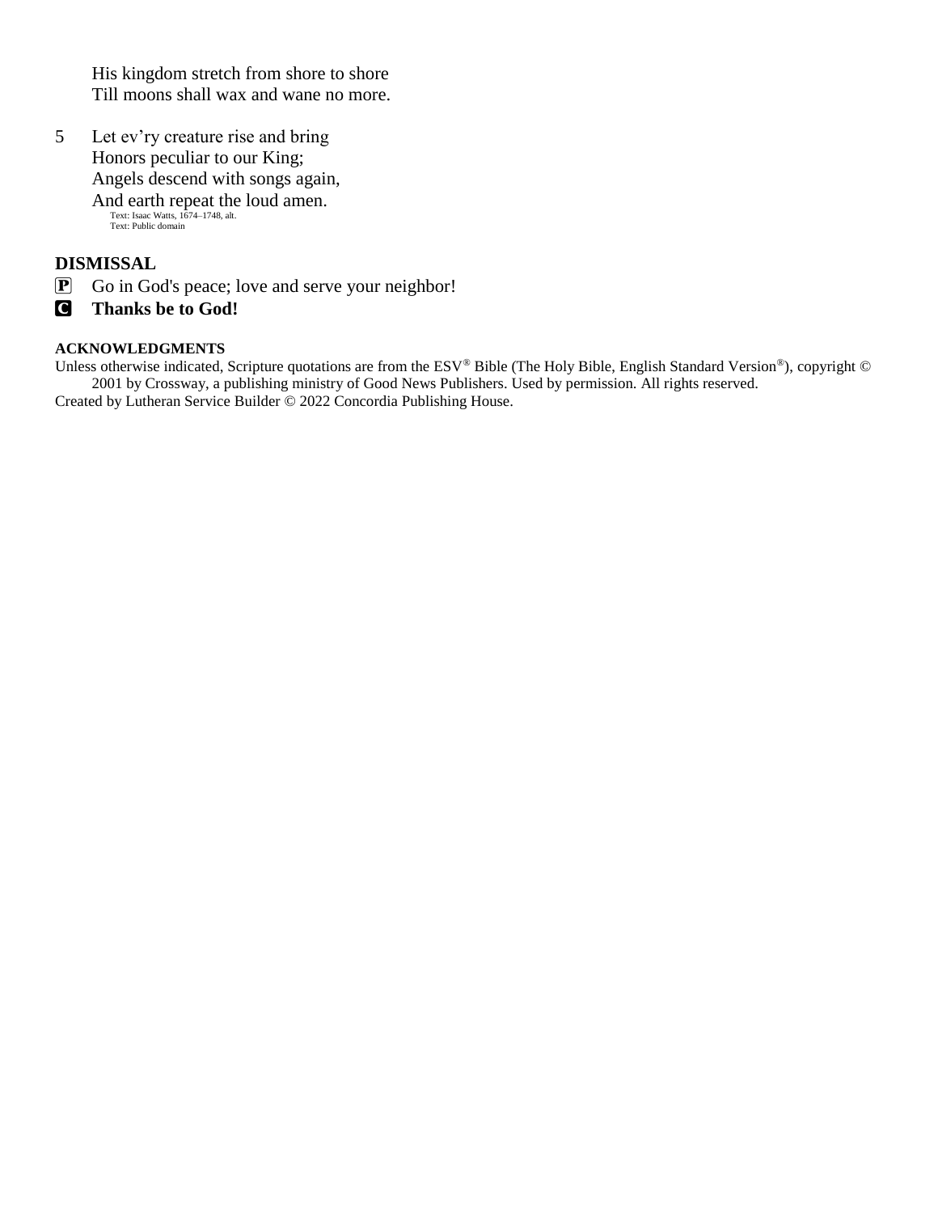His kingdom stretch from shore to shore
Till moons shall wax and wane no more.

5 Let ev'ry creature rise and bring
Honors peculiar to our King;
Angels descend with songs again,
And earth repeat the loud amen.

Text: Isaac Watts, 1674–1748, alt.
Text: Public domain

## DISMISSAL

P Go in God's peace; love and serve your neighbor!

C **Thanks be to God!**

**ACKNOWLEDGMENTS**

Unless otherwise indicated, Scripture quotations are from the ESV® Bible (The Holy Bible, English Standard Version®), copyright © 2001 by Crossway, a publishing ministry of Good News Publishers. Used by permission. All rights reserved.

Created by Lutheran Service Builder © 2022 Concordia Publishing House.